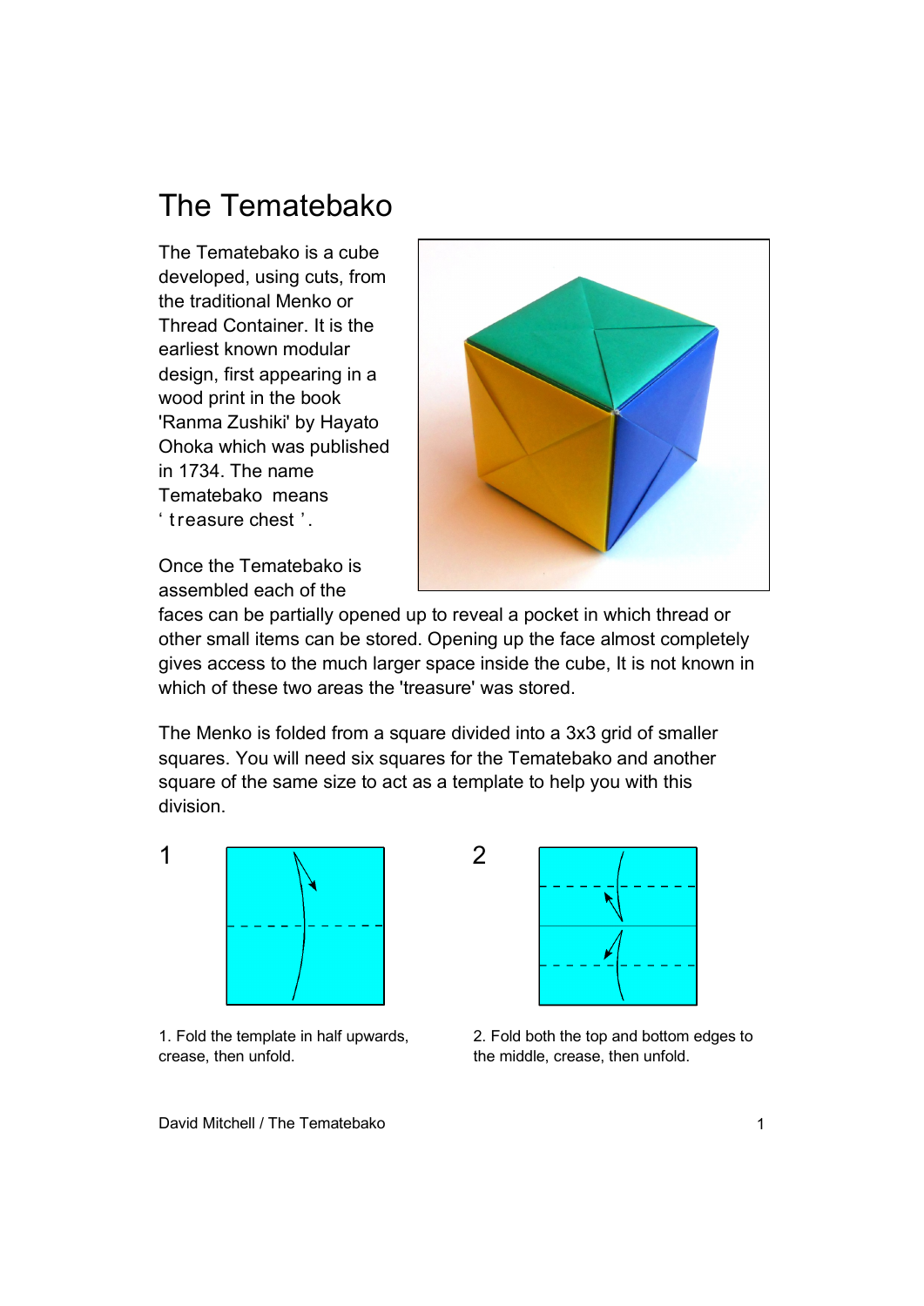# The Tematebako

The Tematebako is a cube developed, using cuts, from the traditional Menko or Thread Container. It is the earliest known modular design, first appearing in a wood print in the book 'Ranma Zushiki' by Hayato Ohoka which was published in 1734. The name Tematebako means ' treasure chest '.

Once the Tematebako is assembled each of the faces can be partially opened up to reveal a pocket in which thread or other small items can be stored. Opening up the face almost completely gives access to the much larger space inside the cube, It is not known in which of these two areas the 'treasure' was stored.

The Menko is folded from a square divided into a 3x3 grid of smaller squares. You will need six squares for the Tematebako and another square of the same size to act as a template to help you with this division.

1

1. Fold the template in half upwards, crease, then unfold.

2

2. Fold both the top and bottom edges to the middle, crease, then unfold.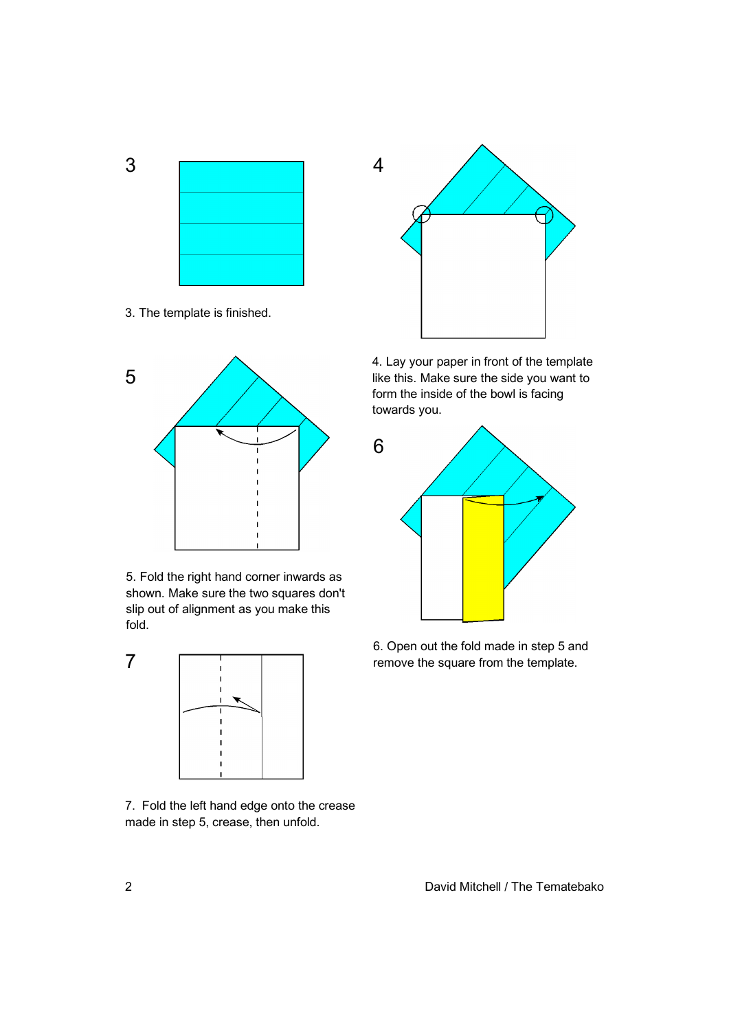3. The template is finished.

4. Lay your paper in front of the template like this. Make sure the side you want to form the inside of the bowl is facing towards you.

5. Fold the right hand corner inwards as shown. Make sure the two squares don't slip out of alignment as you make this fold.

6. Open out the fold made in step 5 and remove the square from the template.

7. Fold the left hand edge onto the crease made in step 5, crease, then unfold.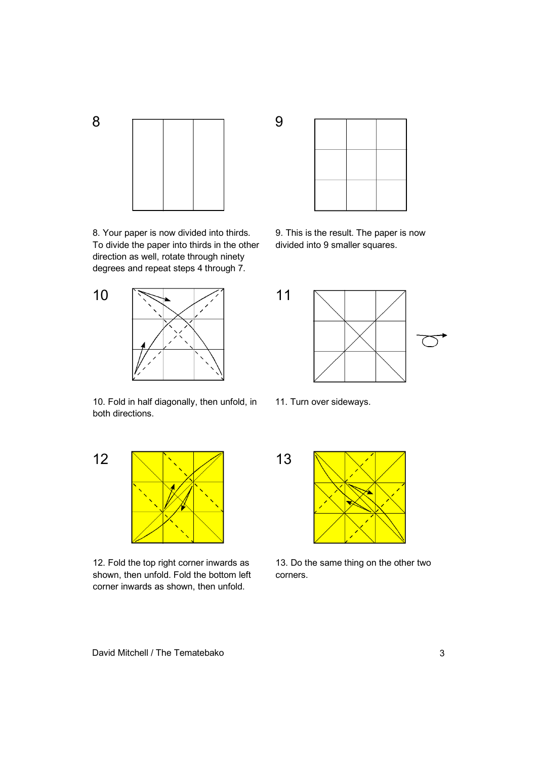8. Your paper is now divided into thirds. To divide the paper into thirds in the other direction as well, rotate through ninety degrees and repeat steps 4 through 7.

9. This is the result. The paper is now divided into 9 smaller squares.

10. Fold in half diagonally, then unfold, in both directions.

11. Turn over sideways.

12. Fold the top right corner inwards as shown, then unfold. Fold the bottom left corner inwards as shown, then unfold.

13. Do the same thing on the other two corners.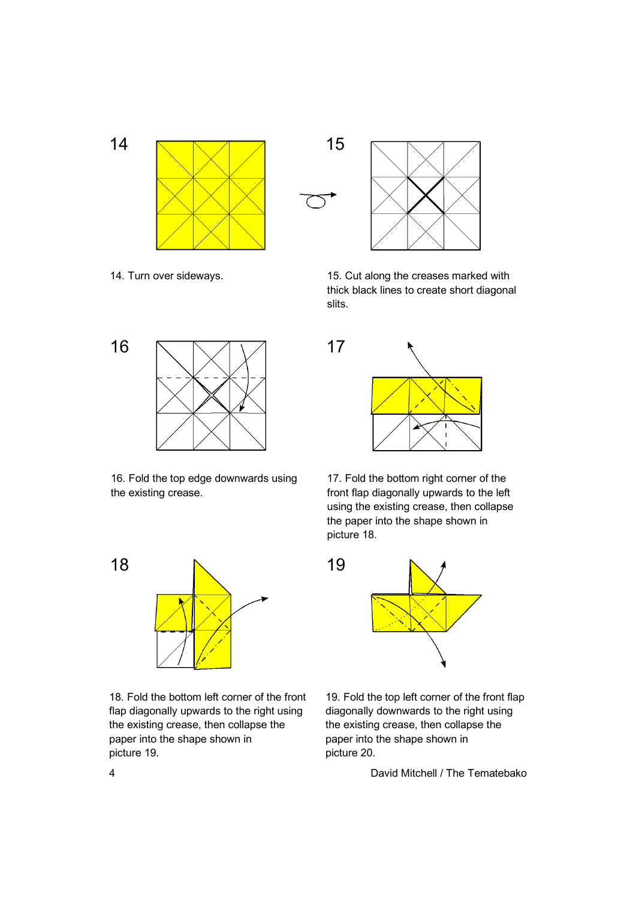14. Turn over sideways.

15. Cut along the creases marked with thick black lines to create short diagonal slits.

16. Fold the top edge downwards using the existing crease.

17. Fold the bottom right corner of the front flap diagonally upwards to the left using the existing crease, then collapse the paper into the shape shown in picture 18.

18. Fold the bottom left corner of the front flap diagonally upwards to the right using the existing crease, then collapse the paper into the shape shown in picture 19.

19. Fold the top left corner of the front flap diagonally downwards to the right using the existing crease, then collapse the paper into the shape shown in picture 20.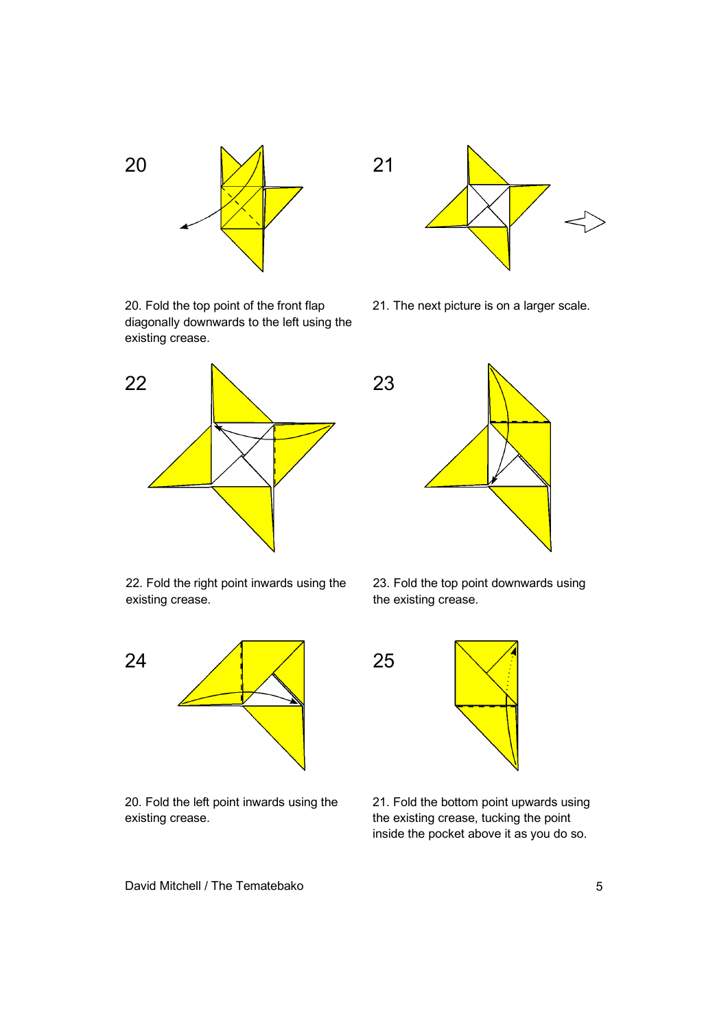20

20. Fold the top point of the front flap diagonally downwards to the left using the existing crease.

21

21. The next picture is on a larger scale.

22

22. Fold the right point inwards using the existing crease.

23

23. Fold the top point downwards using the existing crease.

24

20. Fold the left point inwards using the existing crease.

25

21. Fold the bottom point upwards using the existing crease, tucking the point inside the pocket above it as you do so.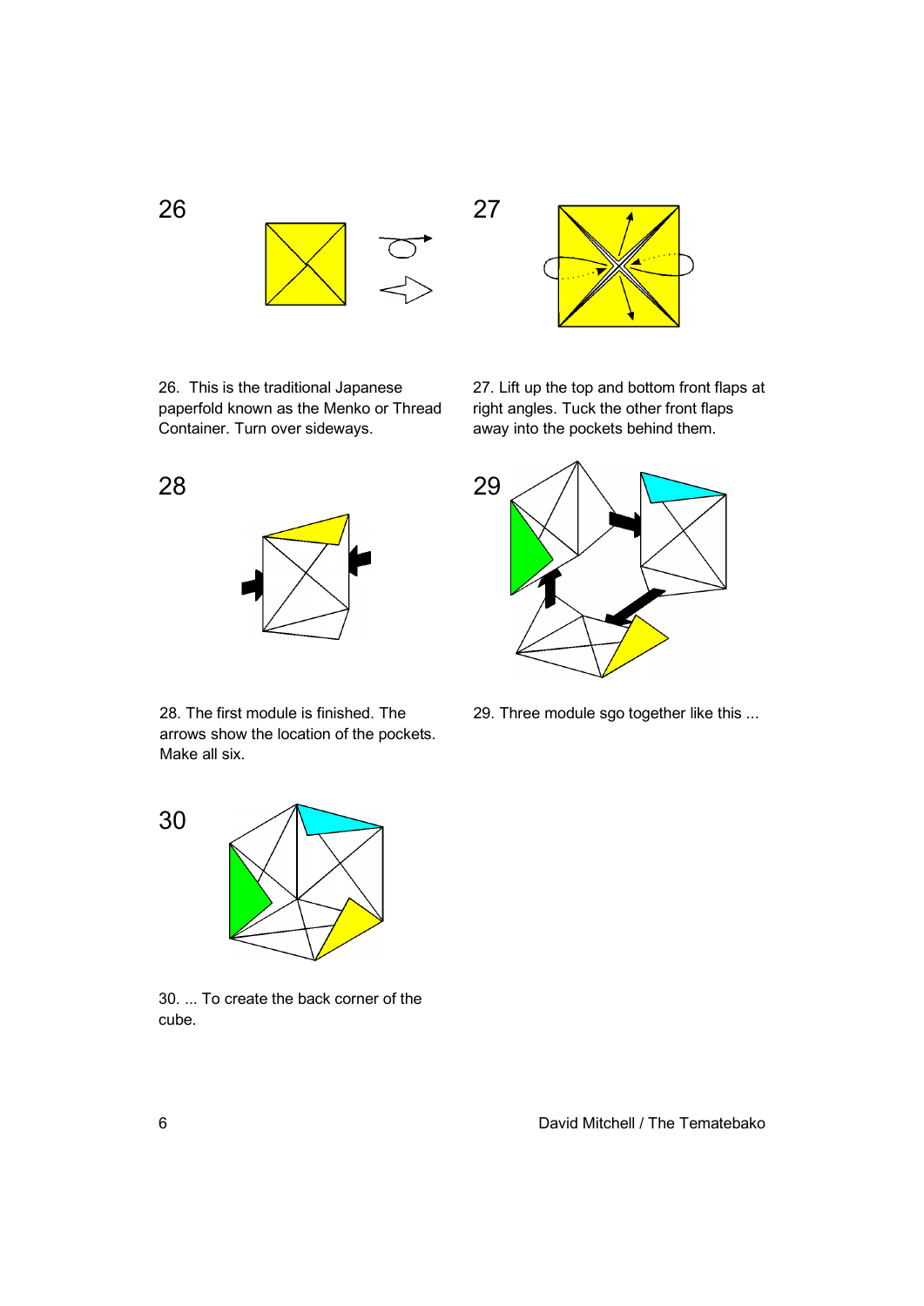26

27

26. This is the traditional Japanese paperfold known as the Menko or Thread Container. Turn over sideways.

27. Lift up the top and bottom front flaps at right angles. Tuck the other front flaps away into the pockets behind them.

28

29

28. The first module is finished. The arrows show the location of the pockets. Make all six.

29. Three module sgo together like this ...

30

30. ... To create the back corner of the cube.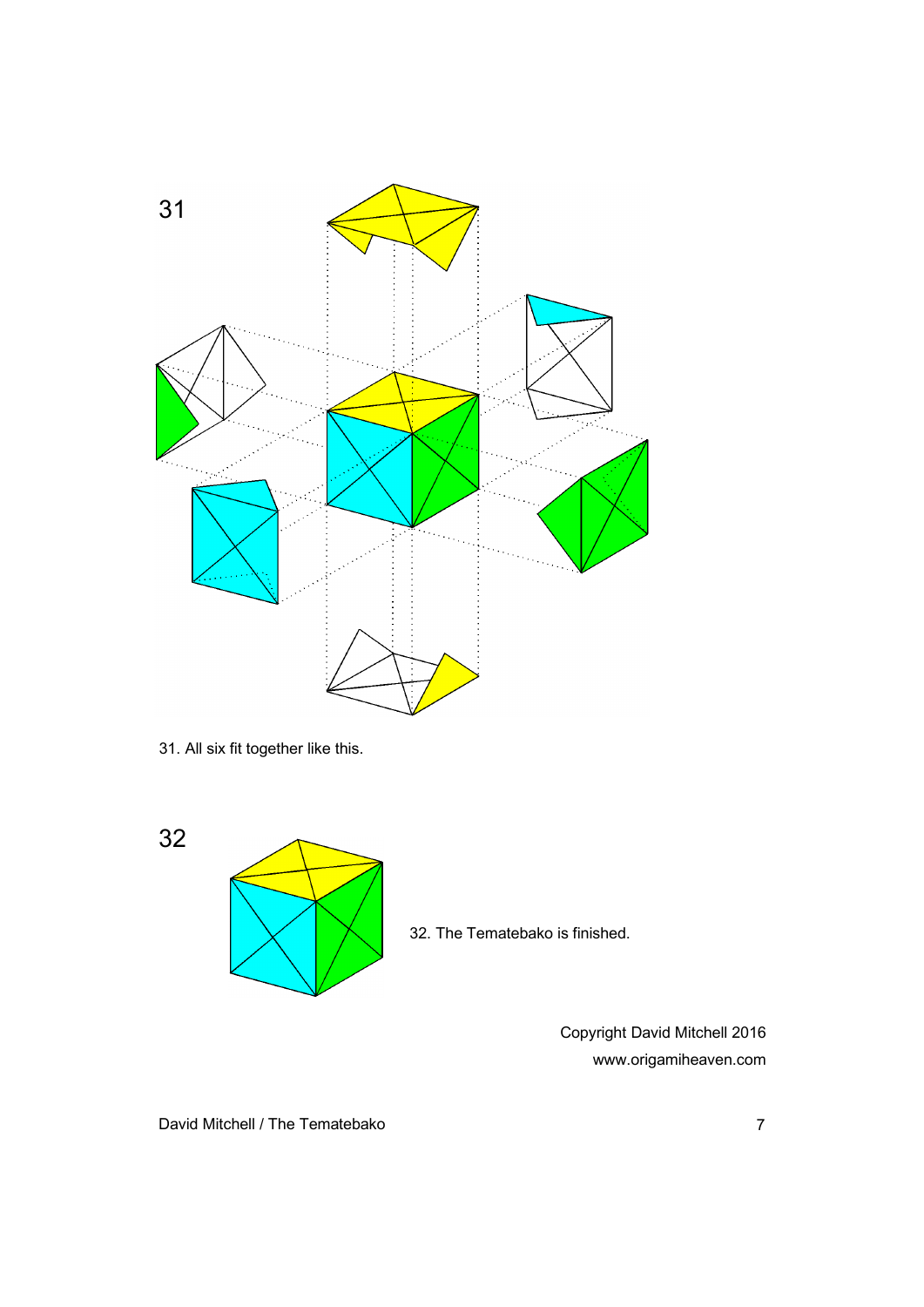31

31. All six fit together like this.

32

32. The Tematebako is finished.

Copyright David Mitchell 2016
www.origamiheaven.com